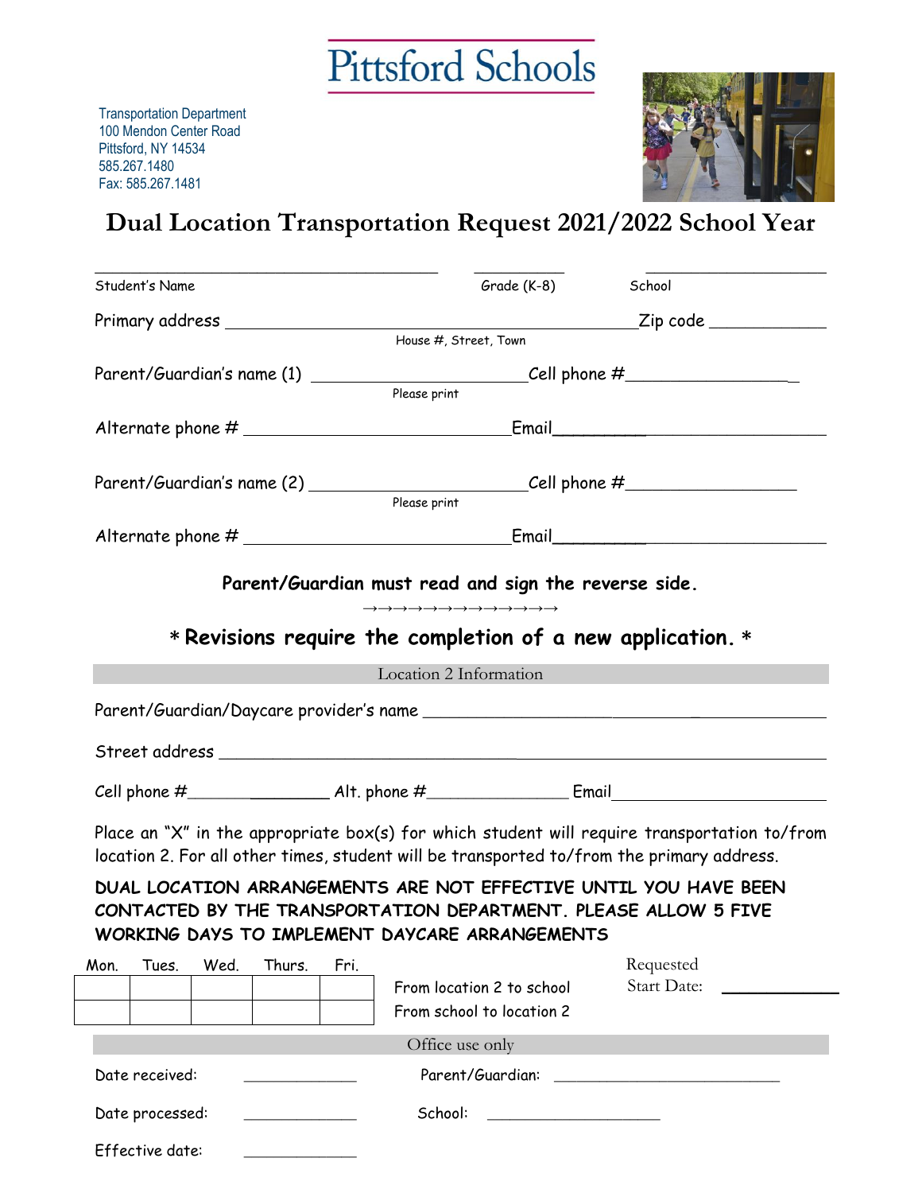# Pittsford Schools

Transportation Department
100 Mendon Center Road
Pittsford, NY 14534
585.267.1480
Fax: 585.267.1481

## Dual Location Transportation Request 2021/2022 School Year

______________________________ Student's Name &nbsp;&nbsp; __________ Grade (K-8) &nbsp;&nbsp; ______________ School

Primary address ______________________________ House #, Street, Town &nbsp;&nbsp; Zip code ____________

Parent/Guardian's name (1) ____________________ Please print &nbsp;&nbsp; Cell phone #________________

Alternate phone # ________________________ Email____________________________

Parent/Guardian's name (2) ____________________ Please print &nbsp;&nbsp; Cell phone #________________

Alternate phone # ________________________ Email____________________________

**Parent/Guardian must read and sign the reverse side.**

→→→→→→→→→→→→→→

**\* Revisions require the completion of a new application. \***

### Location 2 Information

Parent/Guardian/Daycare provider's name ______________________________

Street address ____________________________________________

Cell phone #________________ Alt. phone #______________ Email______________________

Place an "X" in the appropriate box(s) for which student will require transportation to/from location 2. For all other times, student will be transported to/from the primary address.

**DUAL LOCATION ARRANGEMENTS ARE NOT EFFECTIVE UNTIL YOU HAVE BEEN CONTACTED BY THE TRANSPORTATION DEPARTMENT. PLEASE ALLOW 5 FIVE WORKING DAYS TO IMPLEMENT DAYCARE ARRANGEMENTS**

| Mon. | Tues. | Wed. | Thurs. | Fri. | |
|---|---|---|---|---|---|
| | | | | | From location 2 to school |
| | | | | | From school to location 2 |

Requested Start Date: ____________

### Office use only

Date received: ____________ &nbsp;&nbsp; Parent/Guardian: ______________________

Date processed: ____________ &nbsp;&nbsp; School: ________________

Effective date: ____________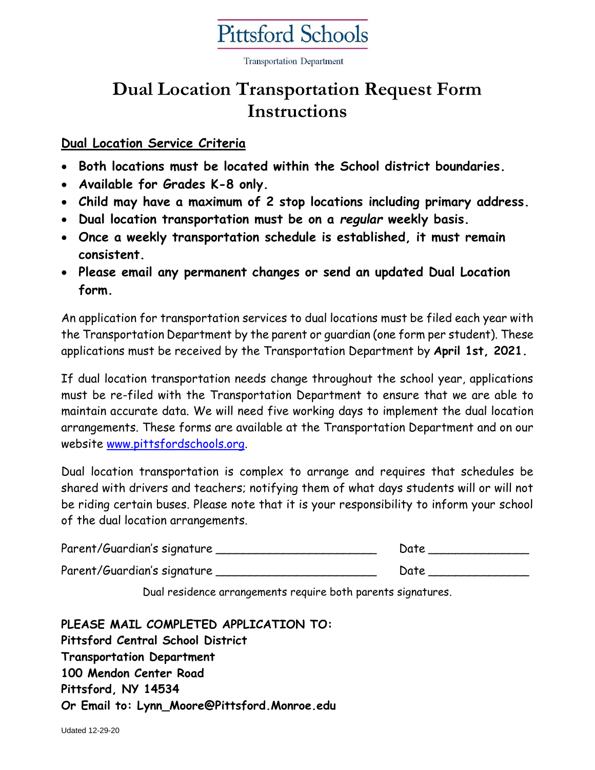Pittsford Schools

Transportation Department

# Dual Location Transportation Request Form Instructions

## Dual Location Service Criteria

- **Both locations must be located within the School district boundaries.**
- **Available for Grades K-8 only.**
- **Child may have a maximum of 2 stop locations including primary address.**
- **Dual location transportation must be on a *regular* weekly basis.**
- **Once a weekly transportation schedule is established, it must remain consistent.**
- **Please email any permanent changes or send an updated Dual Location form.**

An application for transportation services to dual locations must be filed each year with the Transportation Department by the parent or guardian (one form per student). These applications must be received by the Transportation Department by **April 1st, 2021.**

If dual location transportation needs change throughout the school year, applications must be re-filed with the Transportation Department to ensure that we are able to maintain accurate data. We will need five working days to implement the dual location arrangements. These forms are available at the Transportation Department and on our website [www.pittsfordschools.org](http://www.pittsfordschools.org).

Dual location transportation is complex to arrange and requires that schedules be shared with drivers and teachers; notifying them of what days students will or will not be riding certain buses. Please note that it is your responsibility to inform your school of the dual location arrangements.

Parent/Guardian's signature _______________________ Date ______________

Parent/Guardian's signature _______________________ Date ______________

Dual residence arrangements require both parents signatures.

**PLEASE MAIL COMPLETED APPLICATION TO:**
**Pittsford Central School District**
**Transportation Department**
**100 Mendon Center Road**
**Pittsford, NY 14534**
**Or Email to: Lynn_Moore@Pittsford.Monroe.edu**

Udated 12-29-20